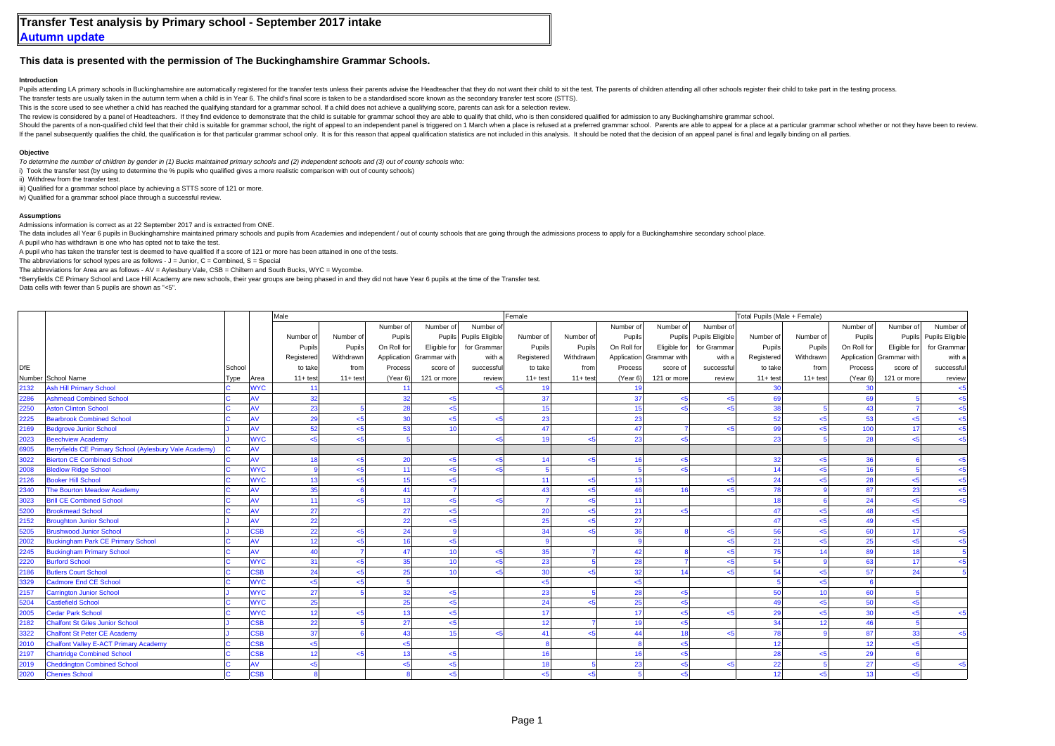# Transfer Test analysis by Primary school - September 2017 intake

## Autumn update

### This data is presented with the permission of The Buckinghamshire Grammar Schools.

#### Introduction

Pupils attending LA primary schools in Buckinghamshire are automatically registered for the transfer tests unless their parents advise the Headteacher that they do not want their child to sit the test. The parents of children attending all other schools register their child to take part in the testing process.
The transfer tests are usually taken in the autumn term when a child is in Year 6. The child's final score is taken to be a standardised score known as the secondary transfer test score (STTS).
This is the score used to see whether a child has reached the qualifying standard for a grammar school. If a child does not achieve a qualifying score, parents can ask for a selection review.
The review is considered by a panel of Headteachers. If they find evidence to demonstrate that the child is suitable for grammar school they are able to qualify that child, who is then considered qualified for admission to any Buckinghamshire grammar school.
Should the parents of a non-qualified child feel that their child is suitable for grammar school, the right of appeal to an independent panel is triggered on 1 March when a place is refused at a preferred grammar school. Parents are able to appeal for a place at a particular grammar school whether or not they have been to review.
If the panel subsequently qualifies the child, the qualification is for that particular grammar school only. It is for this reason that appeal qualification statistics are not included in this analysis. It should be noted that the decision of an appeal panel is final and legally binding on all parties.

#### Objective

*To determine the number of children by gender in (1) Bucks maintained primary schools and (2) independent schools and (3) out of county schools who:*
i) Took the transfer test (by using to determine the % pupils who qualified gives a more realistic comparison with out of county schools)
ii) Withdrew from the transfer test.
iii) Qualified for a grammar school place by achieving a STTS score of 121 or more.
iv) Qualified for a grammar school place through a successful review.

#### Assumptions

Admissions information is correct as at 22 September 2017 and is extracted from ONE.
The data includes all Year 6 pupils in Buckinghamshire maintained primary schools and pupils from Academies and independent / out of county schools that are going through the admissions process to apply for a Buckinghamshire secondary school place.
A pupil who has withdrawn is one who has opted not to take the test.
A pupil who has taken the transfer test is deemed to have qualified if a score of 121 or more has been attained in one of the tests.
The abbreviations for school types are as follows - J = Junior, C = Combined, S = Special
The abbreviations for Area are as follows - AV = Aylesbury Vale, CSB = Chiltern and South Bucks, WYC = Wycombe.
*Berryfields CE Primary School and Lace Hill Academy are new schools, their year groups are being phased in and they did not have Year 6 pupils at the time of the Transfer test.
Data cells with fewer than 5 pupils are shown as "<5".

| | | | | Male | | | | | Female | | | | | Total Pupils (Male + Female) | | | | |
|---|---|---|---|---|---|---|---|---|---|---|---|---|---|---|---|---|---|---|
| DfE Number | School Name | School Type | Area | Number of Pupils Registered to take 11+ test | Number of Pupils Withdrawn from 11+ test | Number of On Roll for Application Process (Year 6) | Number of Pupils Eligible for Grammar with score of 121 or more | Number of Pupils Eligible for Grammar with a successful review | Number of Pupils Registered to take 11+ test | Number of Pupils Withdrawn from 11+ test | Number of On Roll for Application Process (Year 6) | Number of Pupils Eligible for Grammar with score of 121 or more | Number of Pupils Eligible for Grammar with a successful review | Number of Pupils Registered to take 11+ test | Number of Pupils Withdrawn from 11+ test | Number of On Roll for Application Process (Year 6) | Number of Pupils Eligible for Grammar with score of 121 or more | Number of Pupils Eligible for Grammar with a successful review |
| 2132 | Ash Hill Primary School | C | WYC | 11 | | 11 | | <5 | 19 | | 19 | | | 30 | | 30 | | <5 |
| 2286 | Ashmead Combined School | C | AV | 32 | | 32 | <5 | | 37 | | 37 | <5 | <5 | 69 | | 69 | 5 | <5 |
| 2250 | Aston Clinton School | C | AV | 23 | 5 | 28 | <5 | | 15 | | 15 | <5 | <5 | 38 | 5 | 43 | 7 | <5 |
| 2225 | Bearbrook Combined School | C | AV | 29 | <5 | 30 | <5 | <5 | 23 | | 23 | | | 52 | <5 | 53 | <5 | <5 |
| 2169 | Bedgrove Junior School | J | AV | 52 | <5 | 53 | 10 | | 47 | | 47 | 7 | <5 | 99 | <5 | 100 | 17 | <5 |
| 2023 | Beechview Academy | J | WYC | <5 | <5 | 5 | | <5 | 19 | <5 | 23 | <5 | | 23 | 5 | 28 | <5 | <5 |
| 6905 | Berryfields CE Primary School (Aylesbury Vale Academy) | C | AV | | | | | | | | | | | | | | | |
| 3022 | Bierton CE Combined School | C | AV | 18 | <5 | 20 | <5 | <5 | 14 | <5 | 16 | <5 | | 32 | <5 | 36 | 6 | <5 |
| 2008 | Bledlow Ridge School | C | WYC | 9 | <5 | 11 | <5 | <5 | 5 | | 5 | <5 | | 14 | <5 | 16 | 5 | <5 |
| 2126 | Booker Hill School | C | WYC | 13 | <5 | 15 | <5 | | 11 | <5 | 13 | | <5 | 24 | <5 | 28 | <5 | <5 |
| 2340 | The Bourton Meadow Academy | C | AV | 35 | 6 | 41 | 7 | | 43 | <5 | 46 | 16 | <5 | 78 | 9 | 87 | 23 | <5 |
| 3023 | Brill CE Combined School | C | AV | 11 | <5 | 13 | <5 | <5 | 7 | <5 | 11 | | | 18 | 6 | 24 | <5 | <5 |
| 5200 | Brookmead School | C | AV | 27 | | 27 | <5 | | 20 | <5 | 21 | <5 | | 47 | <5 | 48 | <5 | |
| 2152 | Broughton Junior School | J | AV | 22 | | 22 | <5 | | 25 | <5 | 27 | | | 47 | <5 | 49 | <5 | |
| 5205 | Brushwood Junior School | J | CSB | 22 | <5 | 24 | 9 | | 34 | <5 | 36 | 8 | <5 | 56 | <5 | 60 | 17 | <5 |
| 2002 | Buckingham Park CE Primary School | C | AV | 12 | <5 | 16 | <5 | | 9 | | 9 | | <5 | 21 | <5 | 25 | <5 | <5 |
| 2245 | Buckingham Primary School | C | AV | 40 | 7 | 47 | 10 | <5 | 35 | 7 | 42 | 8 | <5 | 75 | 14 | 89 | 18 | 5 |
| 2220 | Burford School | C | WYC | 31 | <5 | 35 | 10 | <5 | 23 | 5 | 28 | 7 | <5 | 54 | 9 | 63 | 17 | <5 |
| 2186 | Butlers Court School | C | CSB | 24 | <5 | 25 | 10 | <5 | 30 | <5 | 32 | 14 | <5 | 54 | <5 | 57 | 24 | 5 |
| 3329 | Cadmore End CE School | C | WYC | <5 | <5 | 5 | | | <5 | | <5 | | | 5 | <5 | 6 | | |
| 2157 | Carrington Junior School | J | WYC | 27 | 5 | 32 | <5 | | 23 | 5 | 28 | <5 | | 50 | 10 | 60 | 5 | |
| 5204 | Castlefield School | C | WYC | 25 | | 25 | <5 | | 24 | <5 | 25 | <5 | | 49 | <5 | 50 | <5 | |
| 2005 | Cedar Park School | C | WYC | 12 | <5 | 13 | <5 | | 17 | | 17 | <5 | <5 | 29 | <5 | 30 | <5 | <5 |
| 2182 | Chalfont St Giles Junior School | J | CSB | 22 | 5 | 27 | <5 | | 12 | 7 | 19 | <5 | | 34 | 12 | 46 | 5 | |
| 3322 | Chalfont St Peter CE Academy | J | CSB | 37 | 6 | 43 | 15 | <5 | 41 | <5 | 44 | 18 | <5 | 78 | 9 | 87 | 33 | <5 |
| 2010 | Chalfont Valley E-ACT Primary Academy | C | CSB | <5 | | <5 | | | 8 | | 8 | <5 | | 12 | | 12 | <5 | |
| 2197 | Chartridge Combined School | C | CSB | 12 | <5 | 13 | <5 | | 16 | | 16 | <5 | | 28 | <5 | 29 | 6 | |
| 2019 | Cheddington Combined School | C | AV | <5 | | <5 | <5 | | 18 | 5 | 23 | <5 | <5 | 22 | 5 | 27 | <5 | <5 |
| 2020 | Chenies School | C | CSB | 8 | | 8 | <5 | | <5 | <5 | 5 | <5 | | 12 | <5 | 13 | <5 | |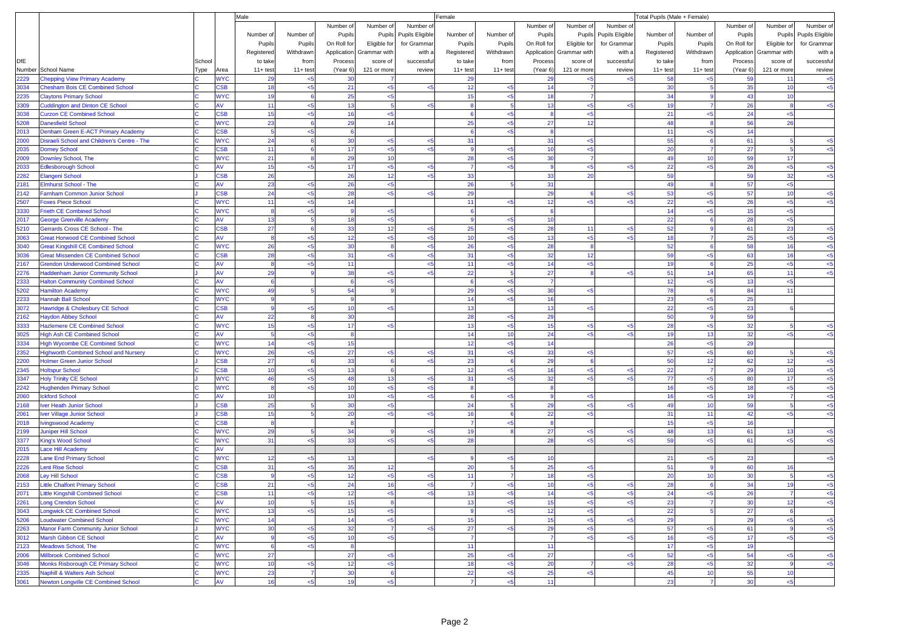| DfE Number | School Name | School Type | Area | Male | | | | | Female | | | | | Total Pupils (Male + Female) | | | | |
|---|---|---|---|---|---|---|---|---|---|---|---|---|---|---|---|---|---|---|
| | | | | Number of Pupils Registered to take 11+ test | Number of Pupils Withdrawn from 11+ test | Number of Pupils On Roll for Application Process (Year 6) | Number of Pupils Eligible for Grammar with score of 121 or more | Number of Pupils Eligible for Grammar with a successful review | Number of Pupils Registered to take 11+ test | Number of Pupils Withdrawn from 11+ test | Number of Pupils On Roll for Application Process (Year 6) | Number of Pupils Eligible for Grammar with score of 121 or more | Number of Pupils Eligible for Grammar with a successful review | Number of Pupils Registered to take 11+ test | Number of Pupils Withdrawn from 11+ test | Number of Pupils On Roll for Application Process (Year 6) | Number of Pupils Eligible for Grammar with score of 121 or more | Number of Pupils Eligible for Grammar with a successful review |
| 2229 | Chepping View Primary Academy | C | WYC | 29 | <5 | 30 | 7 | | 29 | | 29 | <5 | <5 | 58 | <5 | 59 | 11 | <5 |
| 3034 | Chesham Bois CE Combined School | C | CSB | 18 | <5 | 21 | <5 | <5 | 12 | <5 | 14 | 7 | | 30 | 5 | 35 | 10 | <5 |
| 2235 | Claytons Primary School | C | WYC | 19 | 6 | 25 | <5 | | 15 | <5 | 18 | 7 | | 34 | 9 | 43 | 10 | |
| 3309 | Cuddington and Dinton CE School | C | AV | 11 | <5 | 13 | 5 | <5 | 8 | 5 | 13 | <5 | <5 | 19 | 7 | 26 | 8 | <5 |
| 3038 | Curzon CE Combined School | C | CSB | 15 | <5 | 16 | <5 | | 6 | <5 | 8 | <5 | | 21 | <5 | 24 | <5 | |
| 5208 | Danesfield School | C | WYC | 23 | 6 | 29 | 14 | | 25 | <5 | 27 | 12 | | 48 | 8 | 56 | 26 | |
| 2013 | Denham Green E-ACT Primary Academy | C | CSB | 5 | <5 | 6 | | | 6 | <5 | 8 | | | 11 | <5 | 14 | | |
| 2000 | Disraeli School and Children's Centre - The | C | WYC | 24 | 6 | 30 | <5 | <5 | 31 | | 31 | <5 | | 55 | 6 | 61 | 5 | <5 |
| 2035 | Dorney School | C | CSB | 11 | 6 | 17 | <5 | <5 | 9 | <5 | 10 | <5 | | 20 | 7 | 27 | 5 | <5 |
| 2009 | Downley School, The | C | WYC | 21 | 8 | 29 | 10 | | 28 | <5 | 30 | 7 | | 49 | 10 | 59 | 17 | |
| 2033 | Edlesborough School | C | AV | 15 | <5 | 17 | <5 | <5 | 7 | <5 | 9 | <5 | <5 | 22 | <5 | 26 | <5 | <5 |
| 2282 | Elangeni School | J | CSB | 26 | | 26 | 12 | <5 | 33 | | 33 | 20 | | 59 | | 59 | 32 | <5 |
| 2181 | Elmhurst School - The | C | AV | 23 | <5 | 26 | <5 | | 26 | 5 | 31 | | | 49 | 8 | 57 | <5 | |
| 2142 | Farnham Common Junior School | J | CSB | 24 | <5 | 28 | <5 | <5 | 29 | | 29 | 6 | <5 | 53 | <5 | 57 | 10 | <5 |
| 2507 | Foxes Piece School | C | WYC | 11 | <5 | 14 | | | 11 | <5 | 12 | <5 | <5 | 22 | <5 | 26 | <5 | <5 |
| 3330 | Frieth CE Combined School | C | WYC | 8 | <5 | 9 | <5 | | 6 | | 6 | | | 14 | <5 | 15 | <5 | |
| 2017 | George Grenville Academy | C | AV | 13 | 5 | 18 | <5 | | 9 | <5 | 10 | | | 22 | 6 | 28 | <5 | |
| 5210 | Gerrards Cross CE School - The | C | CSB | 27 | 6 | 33 | 12 | <5 | 25 | <5 | 28 | 11 | <5 | 52 | 9 | 61 | 23 | <5 |
| 3063 | Great Horwood CE Combined School | C | AV | 8 | <5 | 12 | <5 | <5 | 10 | <5 | 13 | <5 | <5 | 18 | 7 | 25 | <5 | <5 |
| 3040 | Great Kingshill CE Combined School | C | WYC | 26 | <5 | 30 | 8 | <5 | 26 | <5 | 28 | 8 | | 52 | 6 | 58 | 16 | <5 |
| 3036 | Great Missenden CE Combined School | C | CSB | 28 | <5 | 31 | <5 | <5 | 31 | <5 | 32 | 12 | | 59 | <5 | 63 | 16 | <5 |
| 2167 | Grendon Underwood Combined School | C | AV | 8 | <5 | 11 | | <5 | 11 | <5 | 14 | <5 | | 19 | 6 | 25 | <5 | <5 |
| 2276 | Haddenham Junior Community School | J | AV | 29 | 9 | 38 | <5 | <5 | 22 | 5 | 27 | 8 | <5 | 51 | 14 | 65 | 11 | <5 |
| 2333 | Halton Community Combined School | C | AV | 6 | | 6 | <5 | | 6 | <5 | 7 | | | 12 | <5 | 13 | <5 | |
| 5202 | Hamilton Academy | C | WYC | 49 | 5 | 54 | 9 | | 29 | <5 | 30 | <5 | | 78 | 6 | 84 | 11 | |
| 2233 | Hannah Ball School | C | WYC | 9 | | 9 | | | 14 | <5 | 16 | | | 23 | <5 | 25 | | |
| 3072 | Hawridge & Cholesbury CE School | C | CSB | 9 | <5 | 10 | <5 | | 13 | | 13 | <5 | | 22 | <5 | 23 | 6 | |
| 2162 | Haydon Abbey School | C | AV | 22 | 8 | 30 | | | 28 | <5 | 29 | | | 50 | 9 | 59 | | |
| 3333 | Hazlemere CE Combined School | C | WYC | 15 | <5 | 17 | <5 | | 13 | <5 | 15 | <5 | <5 | 28 | <5 | 32 | 5 | <5 |
| 3025 | High Ash CE Combined School | C | AV | 5 | <5 | 8 | | | 14 | 10 | 24 | <5 | <5 | 19 | 13 | 32 | <5 | <5 |
| 3334 | High Wycombe CE Combined School | C | WYC | 14 | <5 | 15 | | | 12 | <5 | 14 | | | 26 | <5 | 29 | | |
| 2352 | Highworth Combined School and Nursery | C | WYC | 26 | <5 | 27 | <5 | <5 | 31 | <5 | 33 | <5 | | 57 | <5 | 60 | 5 | <5 |
| 2200 | Holmer Green Junior School | J | CSB | 27 | 6 | 33 | 6 | <5 | 23 | 6 | 29 | 6 | | 50 | 12 | 62 | 12 | <5 |
| 2345 | Holtspur School | C | CSB | 10 | <5 | 13 | 6 | | 12 | <5 | 16 | <5 | <5 | 22 | 7 | 29 | 10 | <5 |
| 3347 | Holy Trinity CE School | J | WYC | 46 | <5 | 48 | 13 | <5 | 31 | <5 | 32 | <5 | <5 | 77 | <5 | 80 | 17 | <5 |
| 2242 | Hughenden Primary School | C | WYC | 8 | <5 | 10 | <5 | <5 | 8 | | 8 | | | 16 | <5 | 18 | <5 | <5 |
| 2060 | Ickford School | C | AV | 10 | | 10 | <5 | <5 | 6 | <5 | 9 | <5 | | 16 | <5 | 19 | 7 | <5 |
| 2168 | Iver Heath Junior School | J | CSB | 25 | 5 | 30 | <5 | | 24 | 5 | 29 | <5 | <5 | 49 | 10 | 59 | 5 | <5 |
| 2061 | Iver Village Junior School | J | CSB | 15 | 5 | 20 | <5 | <5 | 16 | 6 | 22 | <5 | | 31 | 11 | 42 | <5 | <5 |
| 2018 | Ivingswood Academy | C | CSB | 8 | | 8 | | | 7 | <5 | 8 | | | 15 | <5 | 16 | | |
| 2199 | Juniper Hill School | C | WYC | 29 | 5 | 34 | 9 | <5 | 19 | 8 | 27 | <5 | <5 | 48 | 13 | 61 | 13 | <5 |
| 3377 | King's Wood School | C | WYC | 31 | <5 | 33 | <5 | <5 | 28 | | 28 | <5 | <5 | 59 | <5 | 61 | <5 | <5 |
| 2015 | Lace Hill Academy | C | AV | | | | | | | | | | | | | | | |
| 2228 | Lane End Primary School | C | WYC | 12 | <5 | 13 | | <5 | 9 | <5 | 10 | | | 21 | <5 | 23 | | <5 |
| 2226 | Lent Rise School | C | CSB | 31 | <5 | 35 | 12 | | 20 | 5 | 25 | <5 | | 51 | 9 | 60 | 16 | |
| 2068 | Ley Hill School | C | CSB | 9 | <5 | 12 | <5 | <5 | 11 | 7 | 18 | <5 | | 20 | 10 | 30 | 5 | <5 |
| 2153 | Little Chalfont Primary School | C | CSB | 21 | <5 | 24 | 16 | <5 | 7 | <5 | 10 | <5 | <5 | 28 | 6 | 34 | 19 | <5 |
| 2071 | Little Kingshill Combined School | C | CSB | 11 | <5 | 12 | <5 | <5 | 13 | <5 | 14 | <5 | <5 | 24 | <5 | 26 | 7 | <5 |
| 2261 | Long Crendon School | C | AV | 10 | 5 | 15 | 8 | | 13 | <5 | 15 | <5 | <5 | 23 | 7 | 30 | 12 | <5 |
| 3043 | Longwick CE Combined School | C | WYC | 13 | <5 | 15 | <5 | | 9 | <5 | 12 | <5 | | 22 | 5 | 27 | 6 | |
| 5206 | Loudwater Combined School | C | WYC | 14 | | 14 | <5 | | 15 | | 15 | <5 | <5 | 29 | | 29 | <5 | <5 |
| 2263 | Manor Farm Community Junior School | J | WYC | 30 | <5 | 32 | 7 | <5 | 27 | <5 | 29 | <5 | | 57 | <5 | 61 | 9 | <5 |
| 3012 | Marsh Gibbon CE School | C | AV | 9 | <5 | 10 | <5 | | 7 | | 7 | <5 | <5 | 16 | <5 | 17 | <5 | <5 |
| 2123 | Meadows School, The | C | WYC | 6 | <5 | 8 | | | 11 | | 11 | | | 17 | <5 | 19 | | |
| 2006 | Millbrook Combined School | C | WYC | 27 | | 27 | <5 | | 25 | <5 | 27 | | <5 | 52 | <5 | 54 | <5 | <5 |
| 3046 | Monks Risborough CE Primary School | C | WYC | 10 | <5 | 12 | <5 | | 18 | <5 | 20 | 7 | <5 | 28 | <5 | 32 | 9 | <5 |
| 2335 | Naphill & Walters Ash School | C | WYC | 23 | 7 | 30 | 6 | | 22 | <5 | 25 | <5 | | 45 | 10 | 55 | 10 | |
| 3061 | Newton Longville CE Combined School | C | AV | 16 | <5 | 19 | <5 | | 7 | <5 | 11 | | | 23 | 7 | 30 | <5 | |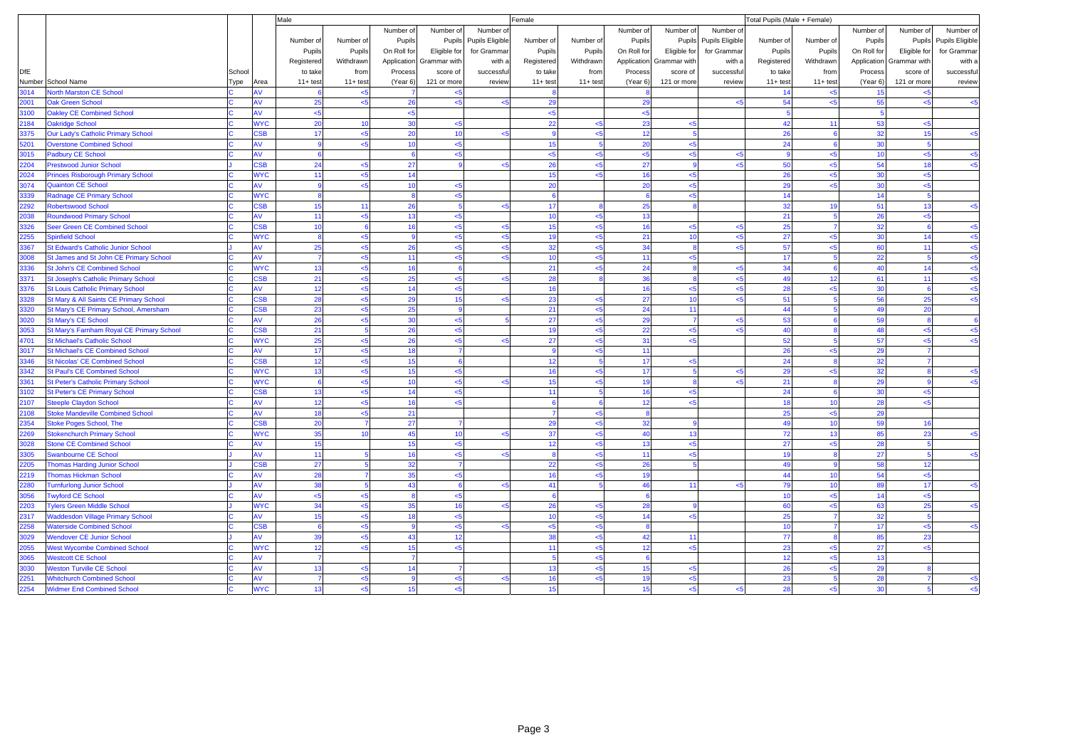| DfE Number | School Name | School Type | Area | Male | | | | | Female | | | | | Total Pupils (Male + Female) | | | | |
|---|---|---|---|---|---|---|---|---|---|---|---|---|---|---|---|---|---|---|
| | | | | Number of Pupils Registered to take 11+ test | Number of Pupils Withdrawn from 11+ test | Number of Pupils On Roll for Application Process (Year 6) | Number of Pupils Eligible for Grammar with score of 121 or more | Number of Pupils Eligible for Grammar with a successful review | Number of Pupils Registered to take 11+ test | Number of Pupils Withdrawn from 11+ test | Number of Pupils On Roll for Application Process (Year 6) | Number of Pupils Eligible for Grammar with score of 121 or more | Number of Pupils Eligible for Grammar with a successful review | Number of Pupils Registered to take 11+ test | Number of Pupils Withdrawn from 11+ test | Number of Pupils On Roll for Application Process (Year 6) | Number of Pupils Eligible for Grammar with score of 121 or more | Number of Pupils Eligible for Grammar with a successful review |
| 3014 | North Marston CE School | C | AV | 6 | <5 | 7 | <5 | | 8 | | 8 | | | 14 | <5 | 15 | <5 | |
| 2001 | Oak Green School | C | AV | 25 | <5 | 26 | <5 | <5 | 29 | | 29 | | <5 | 54 | <5 | 55 | <5 | <5 |
| 3100 | Oakley CE Combined School | C | AV | <5 | | <5 | | | <5 | | <5 | | | 5 | | 5 | | |
| 2184 | Oakridge School | C | WYC | 20 | 10 | 30 | <5 | | 22 | <5 | 23 | <5 | | 42 | 11 | 53 | <5 | |
| 3375 | Our Lady's Catholic Primary School | C | CSB | 17 | <5 | 20 | 10 | <5 | 9 | <5 | 12 | 5 | | 26 | 6 | 32 | 15 | <5 |
| 5201 | Overstone Combined School | C | AV | 9 | <5 | 10 | <5 | | 15 | 5 | 20 | <5 | | 24 | 6 | 30 | 5 | |
| 3015 | Padbury CE School | C | AV | 6 | | 6 | <5 | | <5 | <5 | <5 | <5 | <5 | 9 | <5 | 10 | <5 | <5 |
| 2204 | Prestwood Junior School | J | CSB | 24 | <5 | 27 | 9 | <5 | 26 | <5 | 27 | 9 | <5 | 50 | <5 | 54 | 18 | <5 |
| 2024 | Princes Risborough Primary School | C | WYC | 11 | <5 | 14 | | | 15 | <5 | 16 | <5 | | 26 | <5 | 30 | <5 | |
| 3074 | Quainton CE School | C | AV | 9 | <5 | 10 | <5 | | 20 | | 20 | <5 | | 29 | <5 | 30 | <5 | |
| 3339 | Radnage CE Primary School | C | WYC | 8 | | 8 | <5 | | 6 | | 6 | <5 | | 14 | | 14 | 5 | |
| 2292 | Robertswood School | C | CSB | 15 | 11 | 26 | 5 | <5 | 17 | 8 | 25 | 8 | | 32 | 19 | 51 | 13 | <5 |
| 2038 | Roundwood Primary School | C | AV | 11 | <5 | 13 | <5 | | 10 | <5 | 13 | | | 21 | 5 | 26 | <5 | |
| 3326 | Seer Green CE Combined School | C | CSB | 10 | 6 | 16 | <5 | <5 | 15 | <5 | 16 | <5 | <5 | 25 | 7 | 32 | 6 | <5 |
| 2255 | Spinfield School | C | WYC | 8 | <5 | 9 | <5 | <5 | 19 | <5 | 21 | 10 | <5 | 27 | <5 | 30 | 14 | <5 |
| 3367 | St Edward's Catholic Junior School | J | AV | 25 | <5 | 26 | <5 | <5 | 32 | <5 | 34 | 8 | <5 | 57 | <5 | 60 | 11 | <5 |
| 3008 | St James and St John CE Primary School | C | AV | 7 | <5 | 11 | <5 | <5 | 10 | <5 | 11 | <5 | | 17 | 5 | 22 | 5 | <5 |
| 3336 | St John's CE Combined School | C | WYC | 13 | <5 | 16 | 6 | | 21 | <5 | 24 | 8 | <5 | 34 | 6 | 40 | 14 | <5 |
| 3371 | St Joseph's Catholic Primary School | C | CSB | 21 | <5 | 25 | <5 | <5 | 28 | 8 | 36 | 8 | <5 | 49 | 12 | 61 | 11 | <5 |
| 3376 | St Louis Catholic Primary School | C | AV | 12 | <5 | 14 | <5 | | 16 | | 16 | <5 | <5 | 28 | <5 | 30 | 6 | <5 |
| 3328 | St Mary & All Saints CE Primary School | C | CSB | 28 | <5 | 29 | 15 | <5 | 23 | <5 | 27 | 10 | <5 | 51 | 5 | 56 | 25 | <5 |
| 3320 | St Mary's CE Primary School, Amersham | C | CSB | 23 | <5 | 25 | 9 | | 21 | <5 | 24 | 11 | | 44 | 5 | 49 | 20 | |
| 3020 | St Mary's CE School | C | AV | 26 | <5 | 30 | <5 | 5 | 27 | <5 | 29 | 7 | <5 | 53 | 6 | 59 | 8 | 6 |
| 3053 | St Mary's Farnham Royal CE Primary School | C | CSB | 21 | 5 | 26 | <5 | | 19 | <5 | 22 | <5 | <5 | 40 | 8 | 48 | <5 | <5 |
| 4701 | St Michael's Catholic School | C | WYC | 25 | <5 | 26 | <5 | <5 | 27 | <5 | 31 | <5 | | 52 | 5 | 57 | <5 | <5 |
| 3017 | St Michael's CE Combined School | C | AV | 17 | <5 | 18 | 7 | | 9 | <5 | 11 | | | 26 | <5 | 29 | 7 | |
| 3346 | St Nicolas' CE Combined School | C | CSB | 12 | <5 | 15 | 6 | | 12 | 5 | 17 | <5 | | 24 | 8 | 32 | 7 | |
| 3342 | St Paul's CE Combined School | C | WYC | 13 | <5 | 15 | <5 | | 16 | <5 | 17 | 5 | <5 | 29 | <5 | 32 | 8 | <5 |
| 3361 | St Peter's Catholic Primary School | C | WYC | 6 | <5 | 10 | <5 | <5 | 15 | <5 | 19 | 8 | <5 | 21 | 8 | 29 | 9 | <5 |
| 3102 | St Peter's CE Primary School | C | CSB | 13 | <5 | 14 | <5 | | 11 | 5 | 16 | <5 | | 24 | 6 | 30 | <5 | |
| 2107 | Steeple Claydon School | C | AV | 12 | <5 | 16 | <5 | | 6 | 6 | 12 | <5 | | 18 | 10 | 28 | <5 | |
| 2108 | Stoke Mandeville Combined School | C | AV | 18 | <5 | 21 | | | 7 | <5 | 8 | | | 25 | <5 | 29 | | |
| 2354 | Stoke Poges School, The | C | CSB | 20 | 7 | 27 | 7 | | 29 | <5 | 32 | 9 | | 49 | 10 | 59 | 16 | |
| 2269 | Stokenchurch Primary School | C | WYC | 35 | 10 | 45 | 10 | <5 | 37 | <5 | 40 | 13 | | 72 | 13 | 85 | 23 | <5 |
| 3028 | Stone CE Combined School | C | AV | 15 | | 15 | <5 | | 12 | <5 | 13 | <5 | | 27 | <5 | 28 | 5 | |
| 3305 | Swanbourne CE School | J | AV | 11 | 5 | 16 | <5 | <5 | 8 | <5 | 11 | <5 | | 19 | 8 | 27 | 5 | <5 |
| 2205 | Thomas Harding Junior School | J | CSB | 27 | 5 | 32 | 7 | | 22 | <5 | 26 | 5 | | 49 | 9 | 58 | 12 | |
| 2219 | Thomas Hickman School | C | AV | 28 | 7 | 35 | <5 | | 16 | <5 | 19 | | | 44 | 10 | 54 | <5 | |
| 2280 | Turnfurlong Junior School | J | AV | 38 | 5 | 43 | 6 | <5 | 41 | 5 | 46 | 11 | <5 | 79 | 10 | 89 | 17 | <5 |
| 3056 | Twyford CE School | C | AV | <5 | <5 | 8 | <5 | | 6 | | 6 | | | 10 | <5 | 14 | <5 | |
| 2203 | Tylers Green Middle School | J | WYC | 34 | <5 | 35 | 16 | <5 | 26 | <5 | 28 | 9 | | 60 | <5 | 63 | 25 | <5 |
| 2317 | Waddesdon Village Primary School | C | AV | 15 | <5 | 18 | <5 | | 10 | <5 | 14 | <5 | | 25 | 7 | 32 | 5 | |
| 2258 | Waterside Combined School | C | CSB | 6 | <5 | 9 | <5 | <5 | <5 | <5 | 8 | | | 10 | 7 | 17 | <5 | <5 |
| 3029 | Wendover CE Junior School | J | AV | 39 | <5 | 43 | 12 | | 38 | <5 | 42 | 11 | | 77 | 8 | 85 | 23 | |
| 2055 | West Wycombe Combined School | C | WYC | 12 | <5 | 15 | <5 | | 11 | <5 | 12 | <5 | | 23 | <5 | 27 | <5 | |
| 3065 | Westcott CE School | C | AV | 7 | | 7 | | | 5 | <5 | 6 | | | 12 | <5 | 13 | | |
| 3030 | Weston Turville CE School | C | AV | 13 | <5 | 14 | 7 | | 13 | <5 | 15 | <5 | | 26 | <5 | 29 | 8 | |
| 2251 | Whitchurch Combined School | C | AV | 7 | <5 | 9 | <5 | <5 | 16 | <5 | 19 | <5 | | 23 | 5 | 28 | 7 | <5 |
| 2254 | Widmer End Combined School | C | WYC | 13 | <5 | 15 | <5 | | 15 | | 15 | <5 | <5 | 28 | <5 | 30 | 5 | <5 |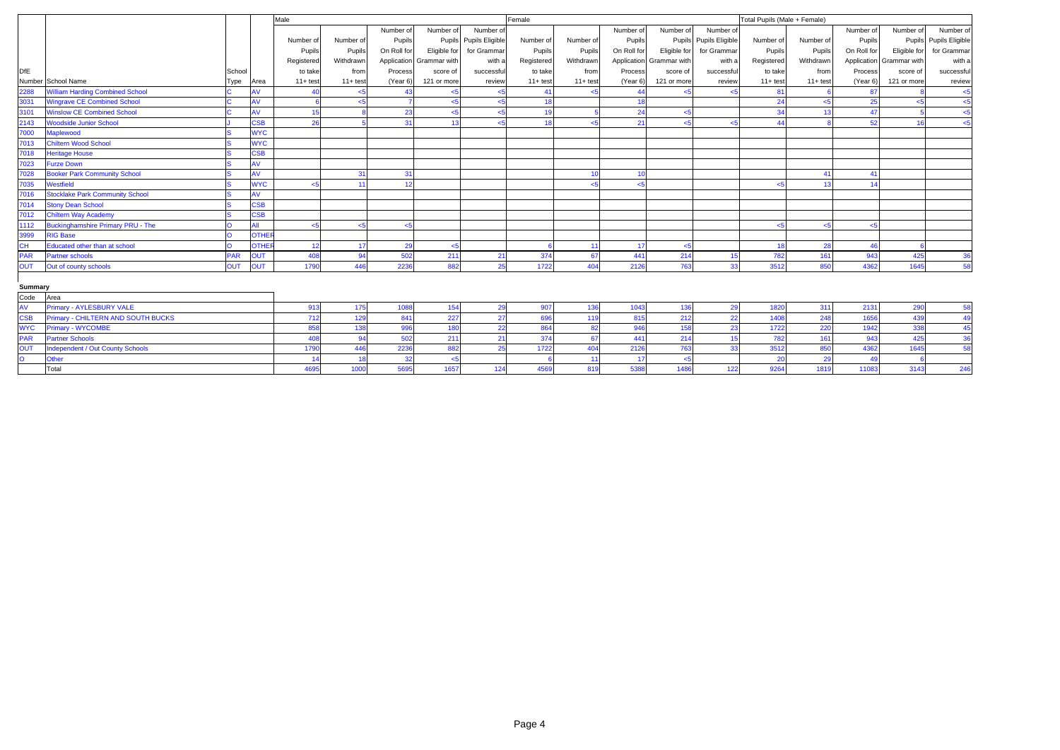| DfE Number | School Name | School Type | Area | Male | | | | | Female | | | | | Total Pupils (Male + Female) | | | | |
|---|---|---|---|---|---|---|---|---|---|---|---|---|---|---|---|---|---|---|
| | | | | Number of Pupils Registered to take 11+ test | Number of Pupils Withdrawn from 11+ test | Number of Pupils On Roll for Application Process (Year 6) | Number of Pupils Eligible for Grammar with score of 121 or more | Number of Pupils Eligible for Grammar with a successful review | Number of Pupils Registered to take 11+ test | Number of Pupils Withdrawn from 11+ test | Number of Pupils On Roll for Application Process (Year 6) | Number of Pupils Eligible for Grammar with score of 121 or more | Number of Pupils Eligible for Grammar with a successful review | Number of Pupils Registered to take 11+ test | Number of Pupils Withdrawn from 11+ test | Number of Pupils On Roll for Application Process (Year 6) | Number of Pupils Eligible for Grammar with score of 121 or more | Number of Pupils Eligible for Grammar with a successful review |
| 2288 | William Harding Combined School | C | AV | 40 | <5 | 43 | <5 | <5 | 41 | <5 | 44 | <5 | <5 | 81 | 6 | 87 | 8 | <5 |
| 3031 | Wingrave CE Combined School | C | AV | 6 | <5 | 7 | <5 | <5 | 18 | | 18 | | | 24 | <5 | 25 | <5 | <5 |
| 3101 | Winslow CE Combined School | C | AV | 15 | 8 | 23 | <5 | <5 | 19 | 5 | 24 | <5 | | 34 | 13 | 47 | 5 | <5 |
| 2143 | Woodside Junior School | J | CSB | 26 | 5 | 31 | 13 | <5 | 18 | <5 | 21 | <5 | <5 | 44 | 8 | 52 | 16 | <5 |
| 7000 | Maplewood | S | WYC | | | | | | | | | | | | | | | |
| 7013 | Chiltern Wood School | S | WYC | | | | | | | | | | | | | | | |
| 7018 | Heritage House | S | CSB | | | | | | | | | | | | | | | |
| 7023 | Furze Down | S | AV | | | | | | | | | | | | | | | |
| 7028 | Booker Park Community School | S | AV | | 31 | 31 | | | | 10 | 10 | | | | 41 | 41 | | |
| 7035 | Westfield | S | WYC | <5 | 11 | 12 | | | | <5 | <5 | | | <5 | 13 | 14 | | |
| 7016 | Stocklake Park Community School | S | AV | | | | | | | | | | | | | | | |
| 7014 | Stony Dean School | S | CSB | | | | | | | | | | | | | | | |
| 7012 | Chiltern Way Academy | S | CSB | | | | | | | | | | | | | | | |
| 1112 | Buckinghamshire Primary PRU - The | O | All | <5 | <5 | <5 | | | | | | | | <5 | <5 | <5 | | |
| 3999 | RIG Base | O | OTHER | | | | | | | | | | | | | | | |
| CH | Educated other than at school | O | OTHER | 12 | 17 | 29 | <5 | | 6 | 11 | 17 | <5 | | 18 | 28 | 46 | 6 | |
| PAR | Partner schools | PAR | OUT | 408 | 94 | 502 | 211 | 21 | 374 | 67 | 441 | 214 | 15 | 782 | 161 | 943 | 425 | 36 |
| OUT | Out of county schools | OUT | OUT | 1790 | 446 | 2236 | 882 | 25 | 1722 | 404 | 2126 | 763 | 33 | 3512 | 850 | 4362 | 1645 | 58 |

**Summary**

| Code | Area | Male Registered | Male Withdrawn | Male On Roll (Year 6) | Male 121 or more | Male successful review | Female Registered | Female Withdrawn | Female On Roll (Year 6) | Female 121 or more | Female successful review | Total Registered | Total Withdrawn | Total On Roll (Year 6) | Total 121 or more | Total successful review |
|---|---|---|---|---|---|---|---|---|---|---|---|---|---|---|---|---|
| AV | Primary - AYLESBURY VALE | 913 | 175 | 1088 | 154 | 29 | 907 | 136 | 1043 | 136 | 29 | 1820 | 311 | 2131 | 290 | 58 |
| CSB | Primary - CHILTERN AND SOUTH BUCKS | 712 | 129 | 841 | 227 | 27 | 696 | 119 | 815 | 212 | 22 | 1408 | 248 | 1656 | 439 | 49 |
| WYC | Primary - WYCOMBE | 858 | 138 | 996 | 180 | 22 | 864 | 82 | 946 | 158 | 23 | 1722 | 220 | 1942 | 338 | 45 |
| PAR | Partner Schools | 408 | 94 | 502 | 211 | 21 | 374 | 67 | 441 | 214 | 15 | 782 | 161 | 943 | 425 | 36 |
| OUT | Independent / Out County Schools | 1790 | 446 | 2236 | 882 | 25 | 1722 | 404 | 2126 | 763 | 33 | 3512 | 850 | 4362 | 1645 | 58 |
| O | Other | 14 | 18 | 32 | <5 | | 6 | 11 | 17 | <5 | | 20 | 29 | 49 | 6 | |
| | Total | 4695 | 1000 | 5695 | 1657 | 124 | 4569 | 819 | 5388 | 1486 | 122 | 9264 | 1819 | 11083 | 3143 | 246 |